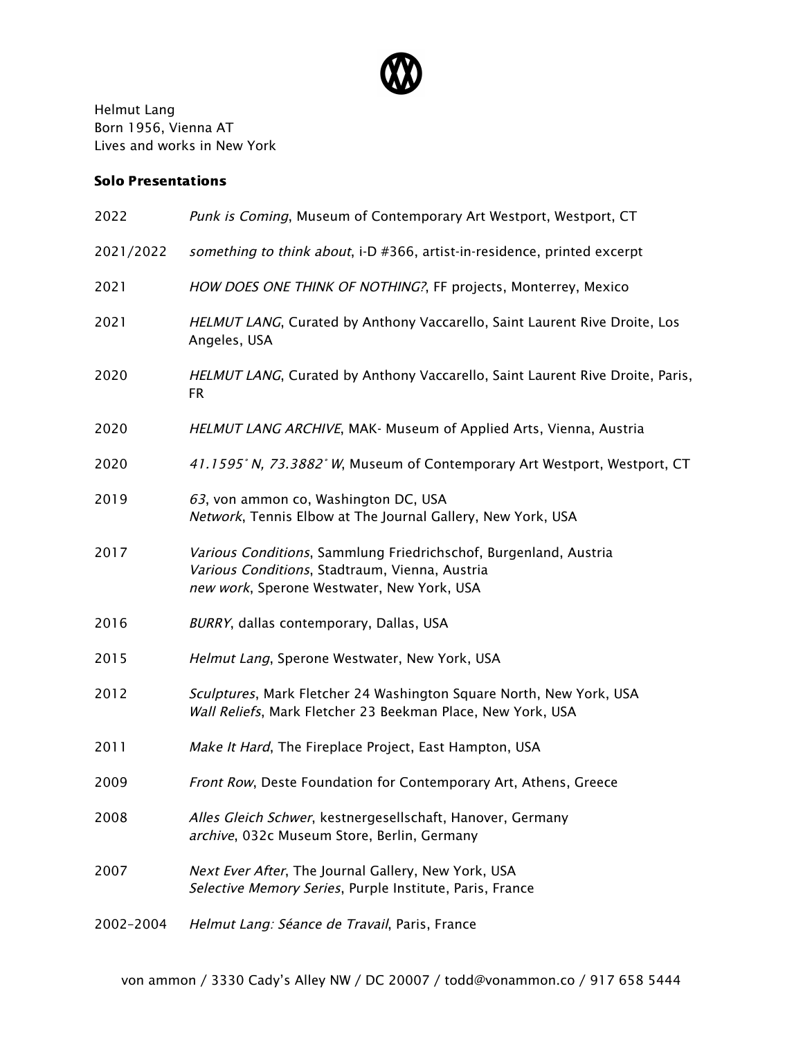Helmut Lang
Born 1956, Vienna AT
Lives and works in New York

**Solo Presentations**

2022 — *Punk is Coming*, Museum of Contemporary Art Westport, Westport, CT

2021/2022 — *something to think about*, i-D #366, artist-in-residence, printed excerpt

2021 — *HOW DOES ONE THINK OF NOTHING?*, FF projects, Monterrey, Mexico

2021 — *HELMUT LANG*, Curated by Anthony Vaccarello, Saint Laurent Rive Droite, Los Angeles, USA

2020 — *HELMUT LANG*, Curated by Anthony Vaccarello, Saint Laurent Rive Droite, Paris, FR

2020 — *HELMUT LANG ARCHIVE*, MAK- Museum of Applied Arts, Vienna, Austria

2020 — *41.1595˚ N, 73.3882˚ W*, Museum of Contemporary Art Westport, Westport, CT

2019 — *63*, von ammon co, Washington DC, USA
*Network*, Tennis Elbow at The Journal Gallery, New York, USA

2017 — *Various Conditions*, Sammlung Friedrichschof, Burgenland, Austria
*Various Conditions*, Stadtraum, Vienna, Austria
*new work*, Sperone Westwater, New York, USA

2016 — *BURRY*, dallas contemporary, Dallas, USA

2015 — *Helmut Lang*, Sperone Westwater, New York, USA

2012 — *Sculptures*, Mark Fletcher 24 Washington Square North, New York, USA
*Wall Reliefs*, Mark Fletcher 23 Beekman Place, New York, USA

2011 — *Make It Hard*, The Fireplace Project, East Hampton, USA

2009 — *Front Row*, Deste Foundation for Contemporary Art, Athens, Greece

2008 — *Alles Gleich Schwer*, kestnergesellschaft, Hanover, Germany
*archive*, 032c Museum Store, Berlin, Germany

2007 — *Next Ever After*, The Journal Gallery, New York, USA
*Selective Memory Series*, Purple Institute, Paris, France

2002–2004 — *Helmut Lang: Séance de Travail*, Paris, France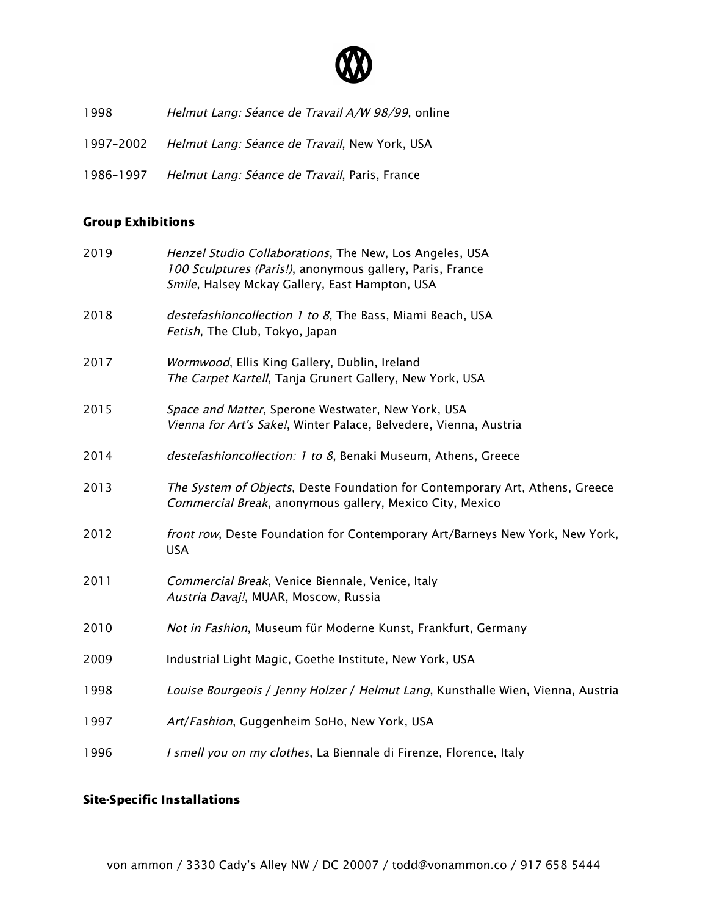1998 *Helmut Lang: Séance de Travail A/W 98/99*, online

1997–2002 *Helmut Lang: Séance de Travail*, New York, USA

1986–1997 *Helmut Lang: Séance de Travail*, Paris, France

**Group Exhibitions**

2019 *Henzel Studio Collaborations*, The New, Los Angeles, USA
*100 Sculptures (Paris!)*, anonymous gallery, Paris, France
*Smile*, Halsey Mckay Gallery, East Hampton, USA

2018 *destefashioncollection 1 to 8*, The Bass, Miami Beach, USA
*Fetish*, The Club, Tokyo, Japan

2017 *Wormwood*, Ellis King Gallery, Dublin, Ireland
*The Carpet Kartell*, Tanja Grunert Gallery, New York, USA

2015 *Space and Matter*, Sperone Westwater, New York, USA
*Vienna for Art's Sake!*, Winter Palace, Belvedere, Vienna, Austria

2014 *destefashioncollection: 1 to 8*, Benaki Museum, Athens, Greece

2013 *The System of Objects*, Deste Foundation for Contemporary Art, Athens, Greece
*Commercial Break*, anonymous gallery, Mexico City, Mexico

2012 *front row*, Deste Foundation for Contemporary Art/Barneys New York, New York, USA

2011 *Commercial Break*, Venice Biennale, Venice, Italy
*Austria Davaj!*, MUAR, Moscow, Russia

2010 *Not in Fashion*, Museum für Moderne Kunst, Frankfurt, Germany

2009 Industrial Light Magic, Goethe Institute, New York, USA

1998 *Louise Bourgeois / Jenny Holzer / Helmut Lang*, Kunsthalle Wien, Vienna, Austria

1997 *Art/Fashion*, Guggenheim SoHo, New York, USA

1996 *I smell you on my clothes*, La Biennale di Firenze, Florence, Italy

**Site-Specific Installations**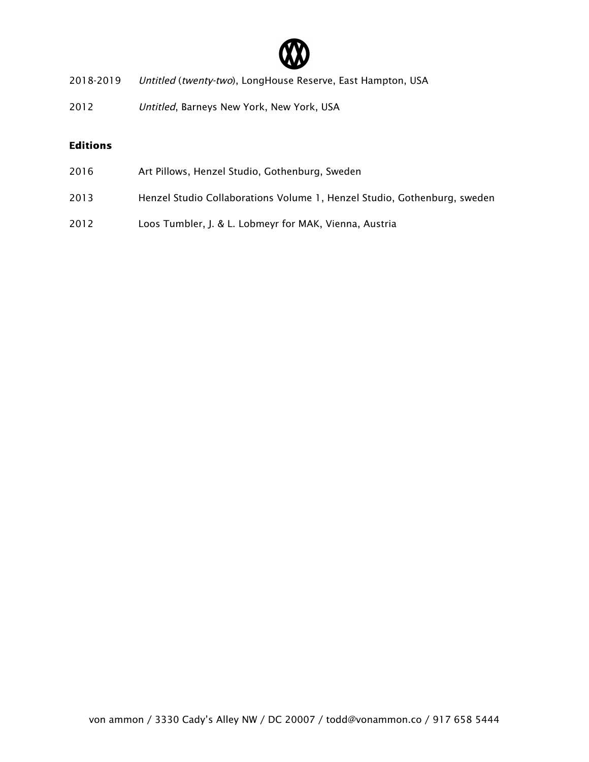2018-2019 *Untitled* (*twenty-two*), LongHouse Reserve, East Hampton, USA

2012 *Untitled*, Barneys New York, New York, USA

**Editions**

2016 Art Pillows, Henzel Studio, Gothenburg, Sweden

2013 Henzel Studio Collaborations Volume 1, Henzel Studio, Gothenburg, sweden

2012 Loos Tumbler, J. & L. Lobmeyr for MAK, Vienna, Austria